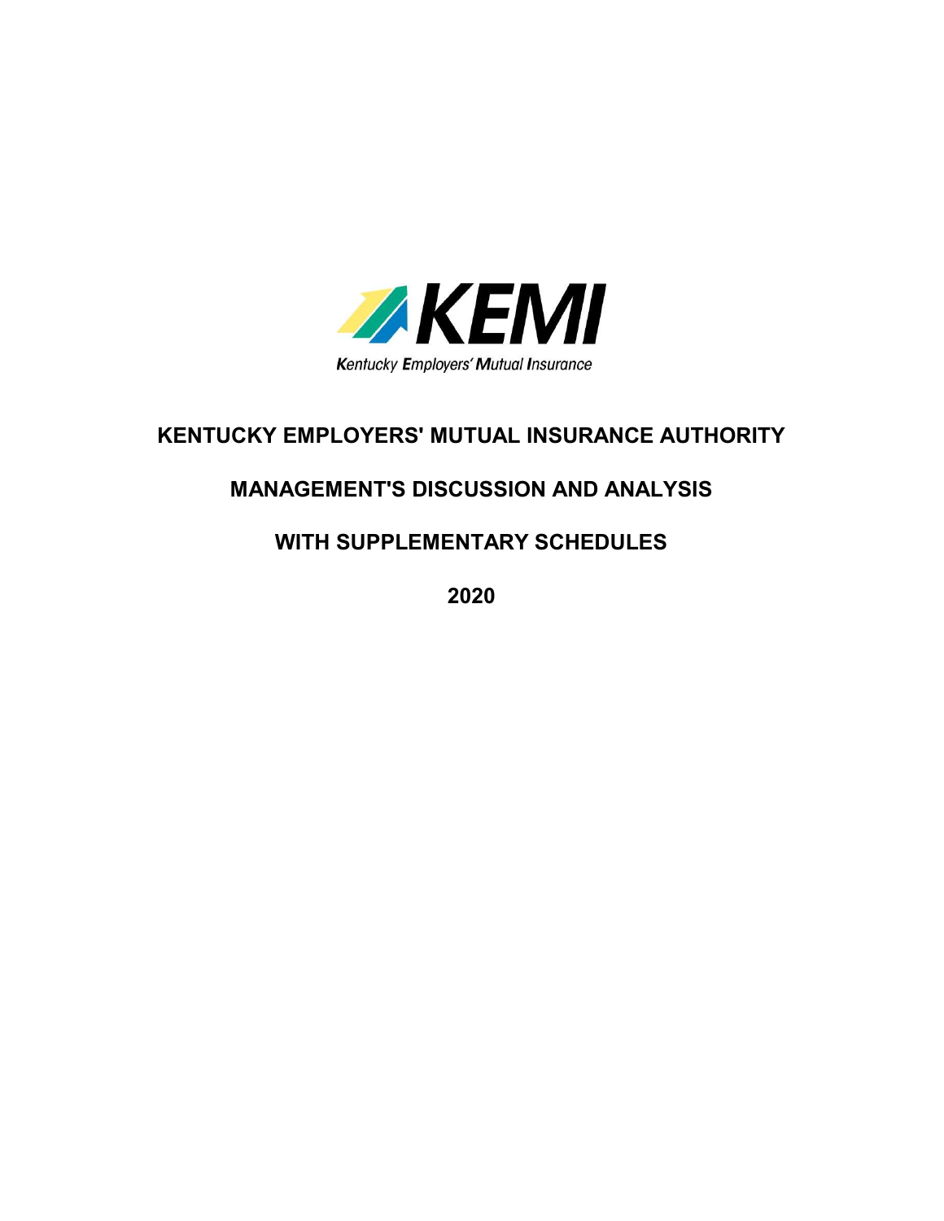KEMI

Kentucky Employers' Mutual Insurance

# KENTUCKY EMPLOYERS' MUTUAL INSURANCE AUTHORITY

## MANAGEMENT'S DISCUSSION AND ANALYSIS

## WITH SUPPLEMENTARY SCHEDULES

## 2020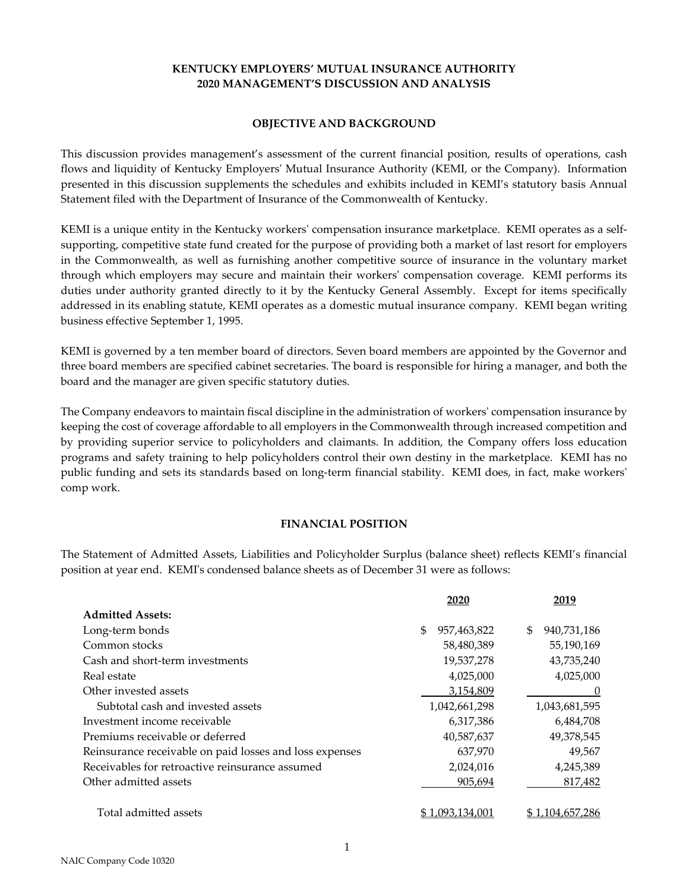**KENTUCKY EMPLOYERS' MUTUAL INSURANCE AUTHORITY**
**2020 MANAGEMENT'S DISCUSSION AND ANALYSIS**

## OBJECTIVE AND BACKGROUND

This discussion provides management's assessment of the current financial position, results of operations, cash flows and liquidity of Kentucky Employers' Mutual Insurance Authority (KEMI, or the Company). Information presented in this discussion supplements the schedules and exhibits included in KEMI's statutory basis Annual Statement filed with the Department of Insurance of the Commonwealth of Kentucky.

KEMI is a unique entity in the Kentucky workers' compensation insurance marketplace. KEMI operates as a self-supporting, competitive state fund created for the purpose of providing both a market of last resort for employers in the Commonwealth, as well as furnishing another competitive source of insurance in the voluntary market through which employers may secure and maintain their workers' compensation coverage. KEMI performs its duties under authority granted directly to it by the Kentucky General Assembly. Except for items specifically addressed in its enabling statute, KEMI operates as a domestic mutual insurance company. KEMI began writing business effective September 1, 1995.

KEMI is governed by a ten member board of directors. Seven board members are appointed by the Governor and three board members are specified cabinet secretaries. The board is responsible for hiring a manager, and both the board and the manager are given specific statutory duties.

The Company endeavors to maintain fiscal discipline in the administration of workers' compensation insurance by keeping the cost of coverage affordable to all employers in the Commonwealth through increased competition and by providing superior service to policyholders and claimants. In addition, the Company offers loss education programs and safety training to help policyholders control their own destiny in the marketplace. KEMI has no public funding and sets its standards based on long-term financial stability. KEMI does, in fact, make workers' comp work.

## FINANCIAL POSITION

The Statement of Admitted Assets, Liabilities and Policyholder Surplus (balance sheet) reflects KEMI's financial position at year end. KEMI's condensed balance sheets as of December 31 were as follows:

| | 2020 | 2019 |
|---|---|---|
| **Admitted Assets:** | | |
| Long-term bonds | $ 957,463,822 | $ 940,731,186 |
| Common stocks | 58,480,389 | 55,190,169 |
| Cash and short-term investments | 19,537,278 | 43,735,240 |
| Real estate | 4,025,000 | 4,025,000 |
| Other invested assets | 3,154,809 | 0 |
| Subtotal cash and invested assets | 1,042,661,298 | 1,043,681,595 |
| Investment income receivable | 6,317,386 | 6,484,708 |
| Premiums receivable or deferred | 40,587,637 | 49,378,545 |
| Reinsurance receivable on paid losses and loss expenses | 637,970 | 49,567 |
| Receivables for retroactive reinsurance assumed | 2,024,016 | 4,245,389 |
| Other admitted assets | 905,694 | 817,482 |
| Total admitted assets | $ 1,093,134,001 | $ 1,104,657,286 |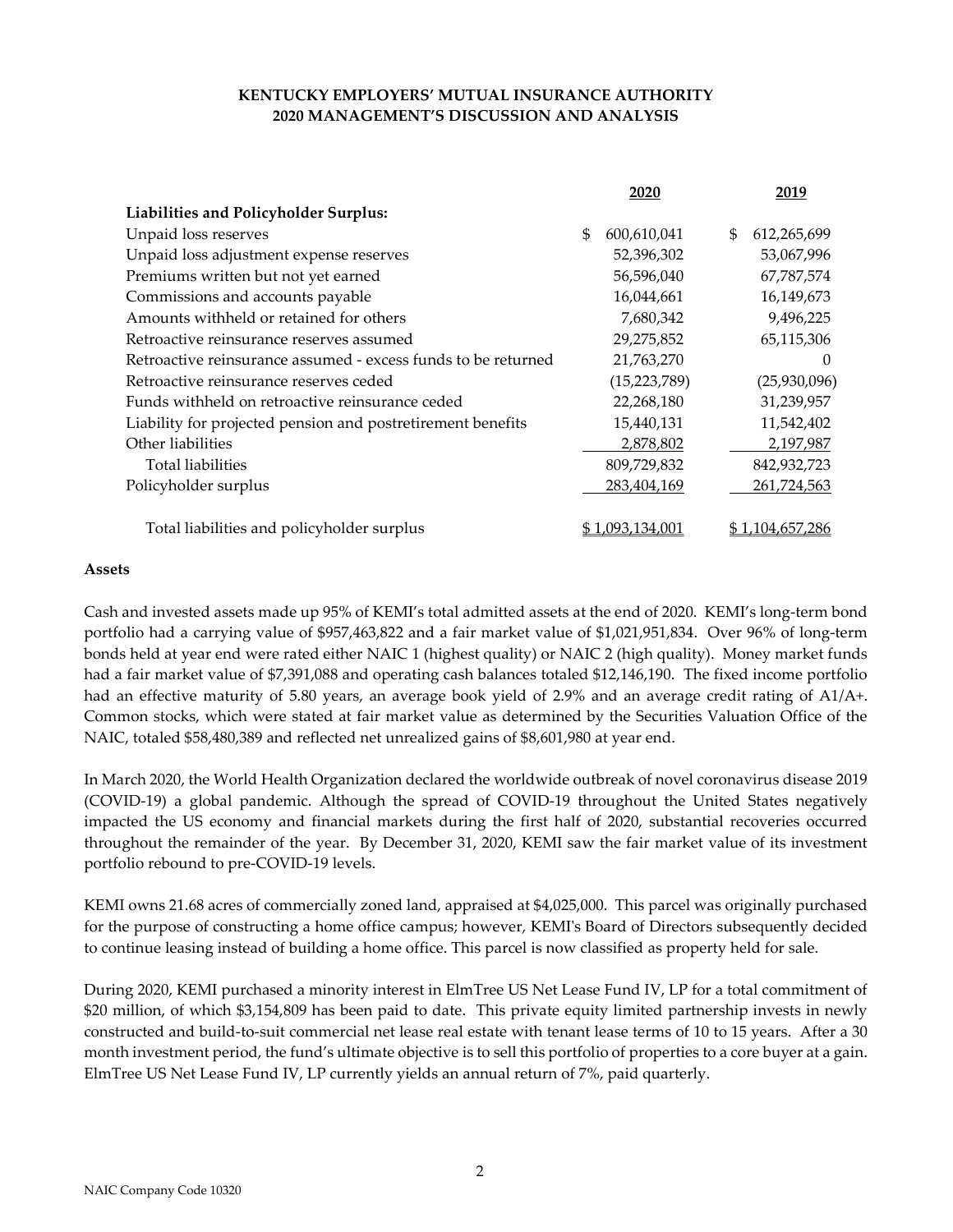# KENTUCKY EMPLOYERS' MUTUAL INSURANCE AUTHORITY
## 2020 MANAGEMENT'S DISCUSSION AND ANALYSIS

| | 2020 | 2019 |
|---|---|---|
| **Liabilities and Policyholder Surplus:** | | |
| Unpaid loss reserves | $ 600,610,041 | $ 612,265,699 |
| Unpaid loss adjustment expense reserves | 52,396,302 | 53,067,996 |
| Premiums written but not yet earned | 56,596,040 | 67,787,574 |
| Commissions and accounts payable | 16,044,661 | 16,149,673 |
| Amounts withheld or retained for others | 7,680,342 | 9,496,225 |
| Retroactive reinsurance reserves assumed | 29,275,852 | 65,115,306 |
| Retroactive reinsurance assumed - excess funds to be returned | 21,763,270 | 0 |
| Retroactive reinsurance reserves ceded | (15,223,789) | (25,930,096) |
| Funds withheld on retroactive reinsurance ceded | 22,268,180 | 31,239,957 |
| Liability for projected pension and postretirement benefits | 15,440,131 | 11,542,402 |
| Other liabilities | 2,878,802 | 2,197,987 |
| Total liabilities | 809,729,832 | 842,932,723 |
| Policyholder surplus | 283,404,169 | 261,724,563 |
| Total liabilities and policyholder surplus | $ 1,093,134,001 | $ 1,104,657,286 |

**Assets**

Cash and invested assets made up 95% of KEMI's total admitted assets at the end of 2020. KEMI's long-term bond portfolio had a carrying value of $957,463,822 and a fair market value of $1,021,951,834. Over 96% of long-term bonds held at year end were rated either NAIC 1 (highest quality) or NAIC 2 (high quality). Money market funds had a fair market value of $7,391,088 and operating cash balances totaled $12,146,190. The fixed income portfolio had an effective maturity of 5.80 years, an average book yield of 2.9% and an average credit rating of A1/A+. Common stocks, which were stated at fair market value as determined by the Securities Valuation Office of the NAIC, totaled $58,480,389 and reflected net unrealized gains of $8,601,980 at year end.

In March 2020, the World Health Organization declared the worldwide outbreak of novel coronavirus disease 2019 (COVID-19) a global pandemic. Although the spread of COVID-19 throughout the United States negatively impacted the US economy and financial markets during the first half of 2020, substantial recoveries occurred throughout the remainder of the year. By December 31, 2020, KEMI saw the fair market value of its investment portfolio rebound to pre-COVID-19 levels.

KEMI owns 21.68 acres of commercially zoned land, appraised at $4,025,000. This parcel was originally purchased for the purpose of constructing a home office campus; however, KEMI's Board of Directors subsequently decided to continue leasing instead of building a home office. This parcel is now classified as property held for sale.

During 2020, KEMI purchased a minority interest in ElmTree US Net Lease Fund IV, LP for a total commitment of $20 million, of which $3,154,809 has been paid to date. This private equity limited partnership invests in newly constructed and build-to-suit commercial net lease real estate with tenant lease terms of 10 to 15 years. After a 30 month investment period, the fund's ultimate objective is to sell this portfolio of properties to a core buyer at a gain. ElmTree US Net Lease Fund IV, LP currently yields an annual return of 7%, paid quarterly.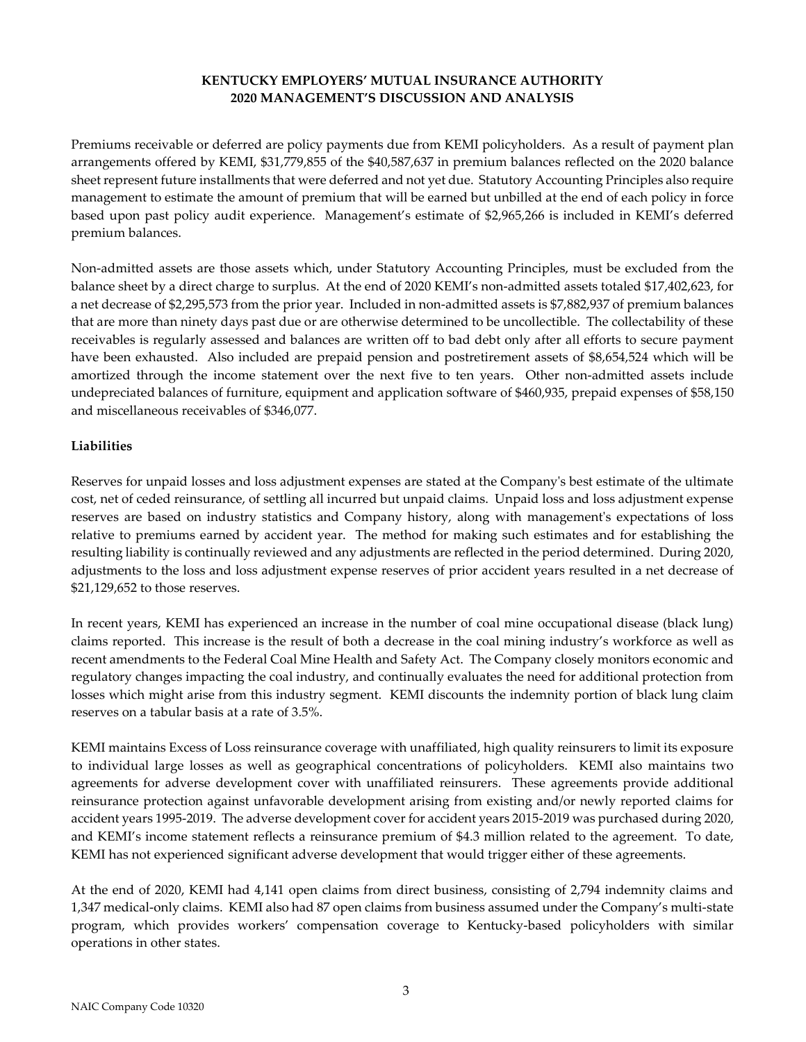Premiums receivable or deferred are policy payments due from KEMI policyholders. As a result of payment plan arrangements offered by KEMI, $31,779,855 of the $40,587,637 in premium balances reflected on the 2020 balance sheet represent future installments that were deferred and not yet due. Statutory Accounting Principles also require management to estimate the amount of premium that will be earned but unbilled at the end of each policy in force based upon past policy audit experience. Management's estimate of $2,965,266 is included in KEMI's deferred premium balances.

Non-admitted assets are those assets which, under Statutory Accounting Principles, must be excluded from the balance sheet by a direct charge to surplus. At the end of 2020 KEMI's non-admitted assets totaled $17,402,623, for a net decrease of $2,295,573 from the prior year. Included in non-admitted assets is $7,882,937 of premium balances that are more than ninety days past due or are otherwise determined to be uncollectible. The collectability of these receivables is regularly assessed and balances are written off to bad debt only after all efforts to secure payment have been exhausted. Also included are prepaid pension and postretirement assets of $8,654,524 which will be amortized through the income statement over the next five to ten years. Other non-admitted assets include undepreciated balances of furniture, equipment and application software of $460,935, prepaid expenses of $58,150 and miscellaneous receivables of $346,077.

**Liabilities**

Reserves for unpaid losses and loss adjustment expenses are stated at the Company's best estimate of the ultimate cost, net of ceded reinsurance, of settling all incurred but unpaid claims. Unpaid loss and loss adjustment expense reserves are based on industry statistics and Company history, along with management's expectations of loss relative to premiums earned by accident year. The method for making such estimates and for establishing the resulting liability is continually reviewed and any adjustments are reflected in the period determined. During 2020, adjustments to the loss and loss adjustment expense reserves of prior accident years resulted in a net decrease of $21,129,652 to those reserves.

In recent years, KEMI has experienced an increase in the number of coal mine occupational disease (black lung) claims reported. This increase is the result of both a decrease in the coal mining industry's workforce as well as recent amendments to the Federal Coal Mine Health and Safety Act. The Company closely monitors economic and regulatory changes impacting the coal industry, and continually evaluates the need for additional protection from losses which might arise from this industry segment. KEMI discounts the indemnity portion of black lung claim reserves on a tabular basis at a rate of 3.5%.

KEMI maintains Excess of Loss reinsurance coverage with unaffiliated, high quality reinsurers to limit its exposure to individual large losses as well as geographical concentrations of policyholders. KEMI also maintains two agreements for adverse development cover with unaffiliated reinsurers. These agreements provide additional reinsurance protection against unfavorable development arising from existing and/or newly reported claims for accident years 1995-2019. The adverse development cover for accident years 2015-2019 was purchased during 2020, and KEMI's income statement reflects a reinsurance premium of $4.3 million related to the agreement. To date, KEMI has not experienced significant adverse development that would trigger either of these agreements.

At the end of 2020, KEMI had 4,141 open claims from direct business, consisting of 2,794 indemnity claims and 1,347 medical-only claims. KEMI also had 87 open claims from business assumed under the Company's multi-state program, which provides workers' compensation coverage to Kentucky-based policyholders with similar operations in other states.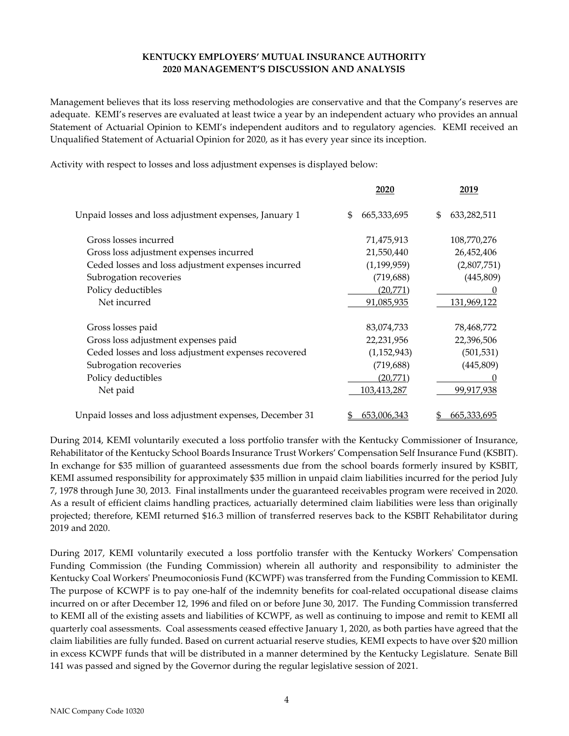**KENTUCKY EMPLOYERS' MUTUAL INSURANCE AUTHORITY**
**2020 MANAGEMENT'S DISCUSSION AND ANALYSIS**

Management believes that its loss reserving methodologies are conservative and that the Company's reserves are adequate. KEMI's reserves are evaluated at least twice a year by an independent actuary who provides an annual Statement of Actuarial Opinion to KEMI's independent auditors and to regulatory agencies. KEMI received an Unqualified Statement of Actuarial Opinion for 2020, as it has every year since its inception.

Activity with respect to losses and loss adjustment expenses is displayed below:

| | 2020 | 2019 |
|---|---|---|
| Unpaid losses and loss adjustment expenses, January 1 | $ 665,333,695 | $ 633,282,511 |
| Gross losses incurred | 71,475,913 | 108,770,276 |
| Gross loss adjustment expenses incurred | 21,550,440 | 26,452,406 |
| Ceded losses and loss adjustment expenses incurred | (1,199,959) | (2,807,751) |
| Subrogation recoveries | (719,688) | (445,809) |
| Policy deductibles | (20,771) | 0 |
| Net incurred | 91,085,935 | 131,969,122 |
| Gross losses paid | 83,074,733 | 78,468,772 |
| Gross loss adjustment expenses paid | 22,231,956 | 22,396,506 |
| Ceded losses and loss adjustment expenses recovered | (1,152,943) | (501,531) |
| Subrogation recoveries | (719,688) | (445,809) |
| Policy deductibles | (20,771) | 0 |
| Net paid | 103,413,287 | 99,917,938 |
| Unpaid losses and loss adjustment expenses, December 31 | $ 653,006,343 | $ 665,333,695 |

During 2014, KEMI voluntarily executed a loss portfolio transfer with the Kentucky Commissioner of Insurance, Rehabilitator of the Kentucky School Boards Insurance Trust Workers' Compensation Self Insurance Fund (KSBIT). In exchange for $35 million of guaranteed assessments due from the school boards formerly insured by KSBIT, KEMI assumed responsibility for approximately $35 million in unpaid claim liabilities incurred for the period July 7, 1978 through June 30, 2013. Final installments under the guaranteed receivables program were received in 2020. As a result of efficient claims handling practices, actuarially determined claim liabilities were less than originally projected; therefore, KEMI returned $16.3 million of transferred reserves back to the KSBIT Rehabilitator during 2019 and 2020.

During 2017, KEMI voluntarily executed a loss portfolio transfer with the Kentucky Workers' Compensation Funding Commission (the Funding Commission) wherein all authority and responsibility to administer the Kentucky Coal Workers' Pneumoconiosis Fund (KCWPF) was transferred from the Funding Commission to KEMI. The purpose of KCWPF is to pay one-half of the indemnity benefits for coal-related occupational disease claims incurred on or after December 12, 1996 and filed on or before June 30, 2017. The Funding Commission transferred to KEMI all of the existing assets and liabilities of KCWPF, as well as continuing to impose and remit to KEMI all quarterly coal assessments. Coal assessments ceased effective January 1, 2020, as both parties have agreed that the claim liabilities are fully funded. Based on current actuarial reserve studies, KEMI expects to have over $20 million in excess KCWPF funds that will be distributed in a manner determined by the Kentucky Legislature. Senate Bill 141 was passed and signed by the Governor during the regular legislative session of 2021.

NAIC Company Code 10320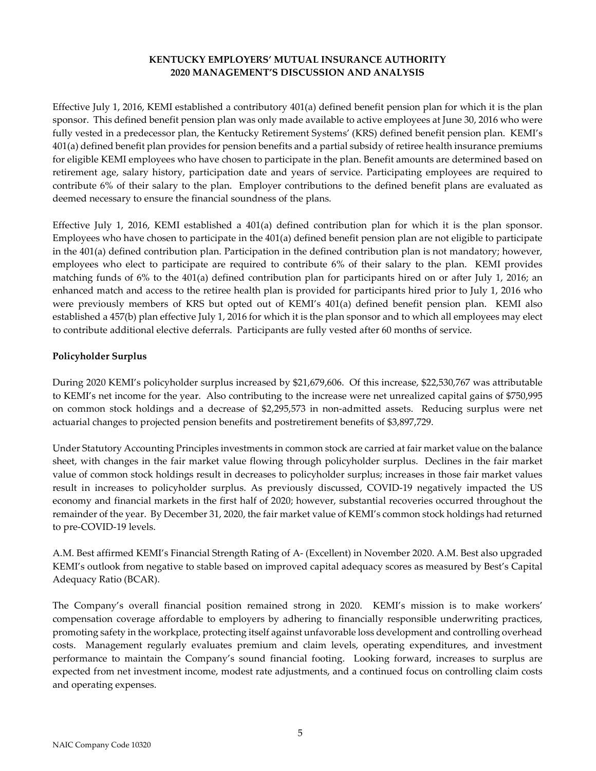Effective July 1, 2016, KEMI established a contributory 401(a) defined benefit pension plan for which it is the plan sponsor. This defined benefit pension plan was only made available to active employees at June 30, 2016 who were fully vested in a predecessor plan, the Kentucky Retirement Systems' (KRS) defined benefit pension plan. KEMI's 401(a) defined benefit plan provides for pension benefits and a partial subsidy of retiree health insurance premiums for eligible KEMI employees who have chosen to participate in the plan. Benefit amounts are determined based on retirement age, salary history, participation date and years of service. Participating employees are required to contribute 6% of their salary to the plan. Employer contributions to the defined benefit plans are evaluated as deemed necessary to ensure the financial soundness of the plans.

Effective July 1, 2016, KEMI established a 401(a) defined contribution plan for which it is the plan sponsor. Employees who have chosen to participate in the 401(a) defined benefit pension plan are not eligible to participate in the 401(a) defined contribution plan. Participation in the defined contribution plan is not mandatory; however, employees who elect to participate are required to contribute 6% of their salary to the plan. KEMI provides matching funds of 6% to the 401(a) defined contribution plan for participants hired on or after July 1, 2016; an enhanced match and access to the retiree health plan is provided for participants hired prior to July 1, 2016 who were previously members of KRS but opted out of KEMI's 401(a) defined benefit pension plan. KEMI also established a 457(b) plan effective July 1, 2016 for which it is the plan sponsor and to which all employees may elect to contribute additional elective deferrals. Participants are fully vested after 60 months of service.

**Policyholder Surplus**

During 2020 KEMI's policyholder surplus increased by $21,679,606. Of this increase, $22,530,767 was attributable to KEMI's net income for the year. Also contributing to the increase were net unrealized capital gains of $750,995 on common stock holdings and a decrease of $2,295,573 in non-admitted assets. Reducing surplus were net actuarial changes to projected pension benefits and postretirement benefits of $3,897,729.

Under Statutory Accounting Principles investments in common stock are carried at fair market value on the balance sheet, with changes in the fair market value flowing through policyholder surplus. Declines in the fair market value of common stock holdings result in decreases to policyholder surplus; increases in those fair market values result in increases to policyholder surplus. As previously discussed, COVID-19 negatively impacted the US economy and financial markets in the first half of 2020; however, substantial recoveries occurred throughout the remainder of the year. By December 31, 2020, the fair market value of KEMI's common stock holdings had returned to pre-COVID-19 levels.

A.M. Best affirmed KEMI's Financial Strength Rating of A- (Excellent) in November 2020. A.M. Best also upgraded KEMI's outlook from negative to stable based on improved capital adequacy scores as measured by Best's Capital Adequacy Ratio (BCAR).

The Company's overall financial position remained strong in 2020. KEMI's mission is to make workers' compensation coverage affordable to employers by adhering to financially responsible underwriting practices, promoting safety in the workplace, protecting itself against unfavorable loss development and controlling overhead costs. Management regularly evaluates premium and claim levels, operating expenditures, and investment performance to maintain the Company's sound financial footing. Looking forward, increases to surplus are expected from net investment income, modest rate adjustments, and a continued focus on controlling claim costs and operating expenses.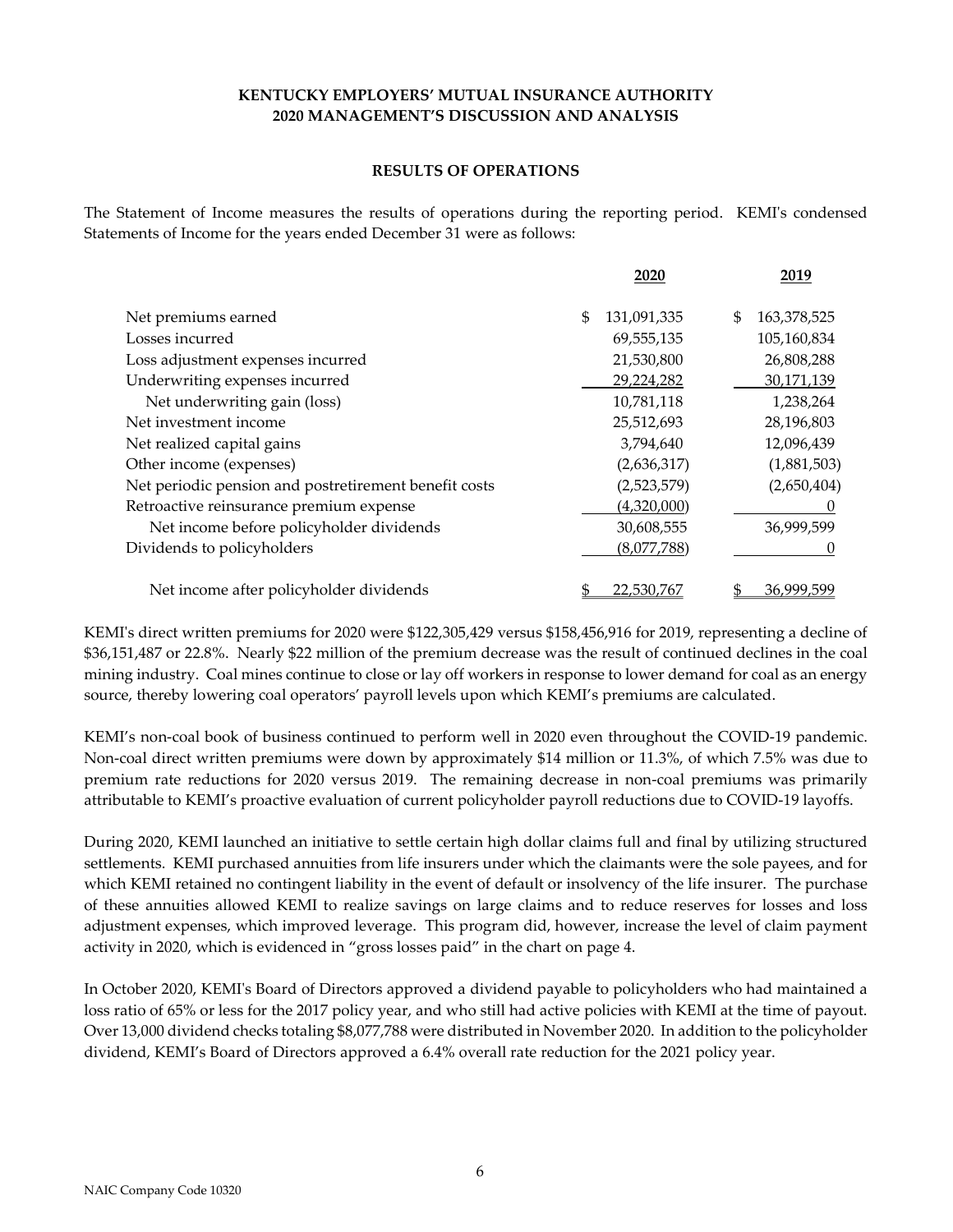**KENTUCKY EMPLOYERS' MUTUAL INSURANCE AUTHORITY**
**2020 MANAGEMENT'S DISCUSSION AND ANALYSIS**

## RESULTS OF OPERATIONS

The Statement of Income measures the results of operations during the reporting period. KEMI's condensed Statements of Income for the years ended December 31 were as follows:

| | 2020 | 2019 |
|---|---|---|
| Net premiums earned | $ 131,091,335 | $ 163,378,525 |
| Losses incurred | 69,555,135 | 105,160,834 |
| Loss adjustment expenses incurred | 21,530,800 | 26,808,288 |
| Underwriting expenses incurred | 29,224,282 | 30,171,139 |
| Net underwriting gain (loss) | 10,781,118 | 1,238,264 |
| Net investment income | 25,512,693 | 28,196,803 |
| Net realized capital gains | 3,794,640 | 12,096,439 |
| Other income (expenses) | (2,636,317) | (1,881,503) |
| Net periodic pension and postretirement benefit costs | (2,523,579) | (2,650,404) |
| Retroactive reinsurance premium expense | (4,320,000) | 0 |
| Net income before policyholder dividends | 30,608,555 | 36,999,599 |
| Dividends to policyholders | (8,077,788) | 0 |
| Net income after policyholder dividends | $ 22,530,767 | $ 36,999,599 |

KEMI's direct written premiums for 2020 were $122,305,429 versus $158,456,916 for 2019, representing a decline of $36,151,487 or 22.8%. Nearly $22 million of the premium decrease was the result of continued declines in the coal mining industry. Coal mines continue to close or lay off workers in response to lower demand for coal as an energy source, thereby lowering coal operators' payroll levels upon which KEMI's premiums are calculated.

KEMI's non-coal book of business continued to perform well in 2020 even throughout the COVID-19 pandemic. Non-coal direct written premiums were down by approximately $14 million or 11.3%, of which 7.5% was due to premium rate reductions for 2020 versus 2019. The remaining decrease in non-coal premiums was primarily attributable to KEMI's proactive evaluation of current policyholder payroll reductions due to COVID-19 layoffs.

During 2020, KEMI launched an initiative to settle certain high dollar claims full and final by utilizing structured settlements. KEMI purchased annuities from life insurers under which the claimants were the sole payees, and for which KEMI retained no contingent liability in the event of default or insolvency of the life insurer. The purchase of these annuities allowed KEMI to realize savings on large claims and to reduce reserves for losses and loss adjustment expenses, which improved leverage. This program did, however, increase the level of claim payment activity in 2020, which is evidenced in "gross losses paid" in the chart on page 4.

In October 2020, KEMI's Board of Directors approved a dividend payable to policyholders who had maintained a loss ratio of 65% or less for the 2017 policy year, and who still had active policies with KEMI at the time of payout. Over 13,000 dividend checks totaling $8,077,788 were distributed in November 2020. In addition to the policyholder dividend, KEMI's Board of Directors approved a 6.4% overall rate reduction for the 2021 policy year.

NAIC Company Code 10320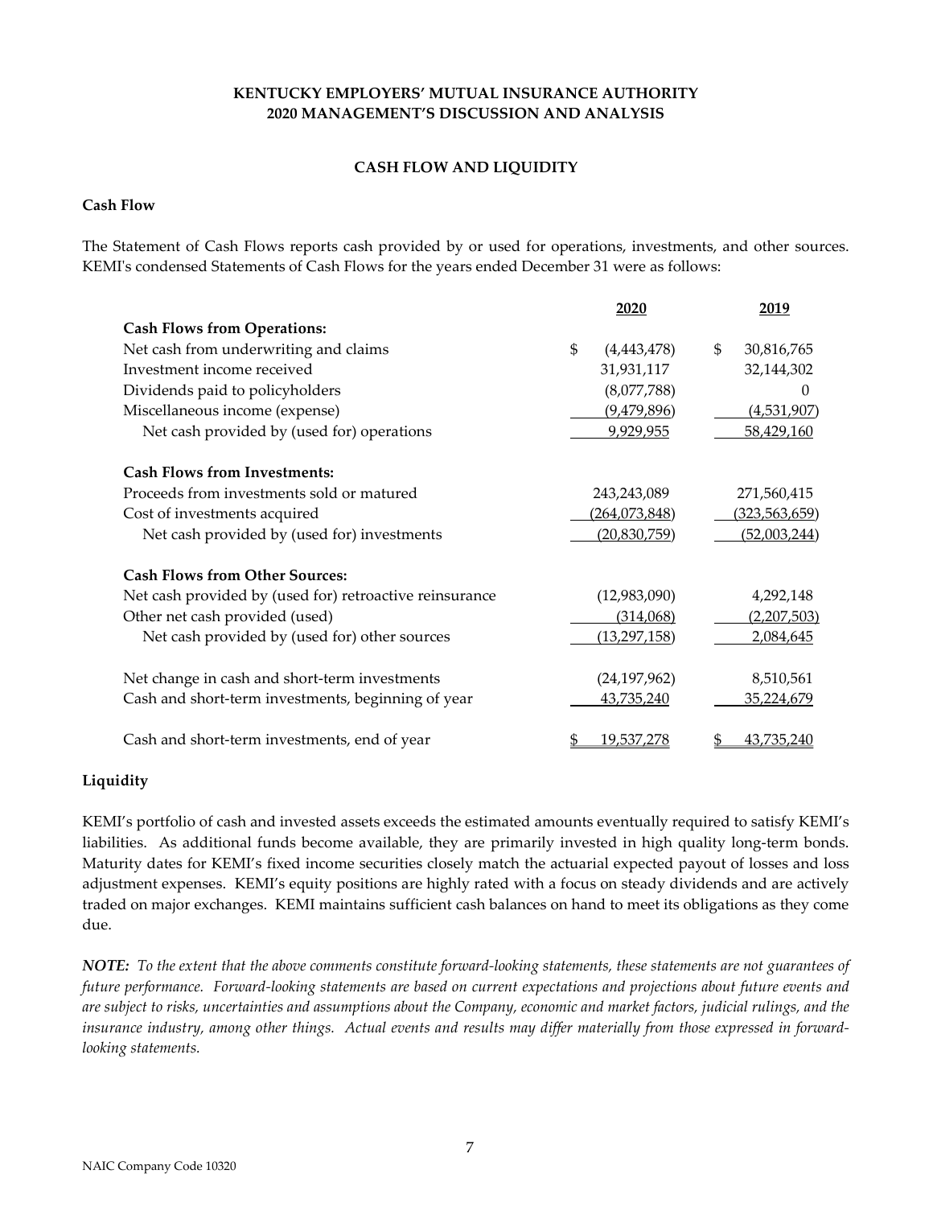# KENTUCKY EMPLOYERS' MUTUAL INSURANCE AUTHORITY
# 2020 MANAGEMENT'S DISCUSSION AND ANALYSIS

## CASH FLOW AND LIQUIDITY

### Cash Flow

The Statement of Cash Flows reports cash provided by or used for operations, investments, and other sources. KEMI's condensed Statements of Cash Flows for the years ended December 31 were as follows:

| | 2020 | 2019 |
|---|---|---|
| **Cash Flows from Operations:** | | |
| Net cash from underwriting and claims | $ (4,443,478) | $ 30,816,765 |
| Investment income received | 31,931,117 | 32,144,302 |
| Dividends paid to policyholders | (8,077,788) | 0 |
| Miscellaneous income (expense) | (9,479,896) | (4,531,907) |
| Net cash provided by (used for) operations | 9,929,955 | 58,429,160 |
| **Cash Flows from Investments:** | | |
| Proceeds from investments sold or matured | 243,243,089 | 271,560,415 |
| Cost of investments acquired | (264,073,848) | (323,563,659) |
| Net cash provided by (used for) investments | (20,830,759) | (52,003,244) |
| **Cash Flows from Other Sources:** | | |
| Net cash provided by (used for) retroactive reinsurance | (12,983,090) | 4,292,148 |
| Other net cash provided (used) | (314,068) | (2,207,503) |
| Net cash provided by (used for) other sources | (13,297,158) | 2,084,645 |
| Net change in cash and short-term investments | (24,197,962) | 8,510,561 |
| Cash and short-term investments, beginning of year | 43,735,240 | 35,224,679 |
| Cash and short-term investments, end of year | $ 19,537,278 | $ 43,735,240 |

### Liquidity

KEMI's portfolio of cash and invested assets exceeds the estimated amounts eventually required to satisfy KEMI's liabilities. As additional funds become available, they are primarily invested in high quality long-term bonds. Maturity dates for KEMI's fixed income securities closely match the actuarial expected payout of losses and loss adjustment expenses. KEMI's equity positions are highly rated with a focus on steady dividends and are actively traded on major exchanges. KEMI maintains sufficient cash balances on hand to meet its obligations as they come due.

***NOTE:*** *To the extent that the above comments constitute forward-looking statements, these statements are not guarantees of future performance. Forward-looking statements are based on current expectations and projections about future events and are subject to risks, uncertainties and assumptions about the Company, economic and market factors, judicial rulings, and the insurance industry, among other things. Actual events and results may differ materially from those expressed in forward-looking statements.*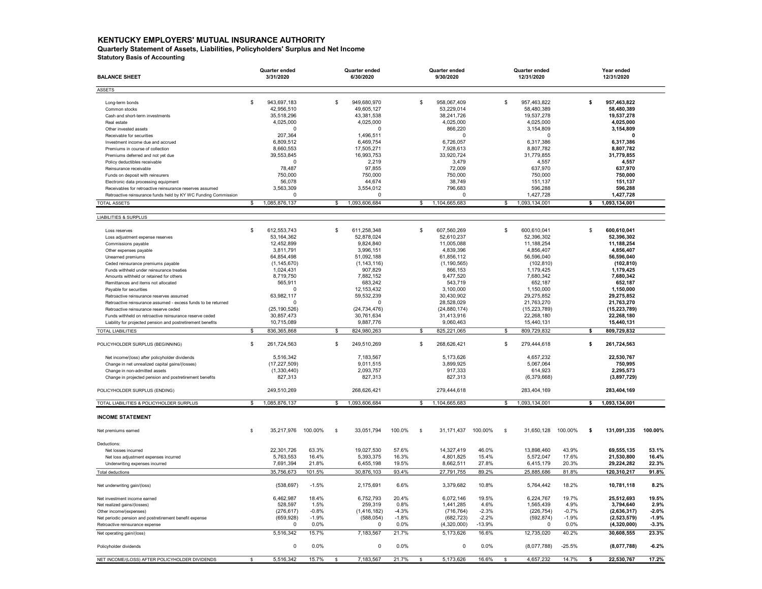# KENTUCKY EMPLOYERS' MUTUAL INSURANCE AUTHORITY

**Quarterly Statement of Assets, Liabilities, Policyholders' Surplus and Net Income**

**Statutory Basis of Accounting**

| BALANCE SHEET | Quarter ended 3/31/2020 | Quarter ended 6/30/2020 | Quarter ended 9/30/2020 | Quarter ended 12/31/2020 | Year ended 12/31/2020 |
|---|---|---|---|---|---|
| **ASSETS** | | | | | |
| Long-term bonds | $ 943,697,183 | $ 949,680,970 | $ 958,067,409 | $ 957,463,822 | **$ 957,463,822** |
| Common stocks | 42,956,510 | 49,605,127 | 53,229,014 | 58,480,389 | **58,480,389** |
| Cash and short-term investments | 35,518,296 | 43,381,538 | 38,241,726 | 19,537,278 | **19,537,278** |
| Real estate | 4,025,000 | 4,025,000 | 4,025,000 | 4,025,000 | **4,025,000** |
| Other invested assets | 0 | 0 | 866,220 | 3,154,809 | **3,154,809** |
| Receivable for securities | 207,364 | 1,496,511 | 0 | 0 | **0** |
| Investment income due and accrued | 6,809,512 | 6,469,754 | 6,726,057 | 6,317,386 | **6,317,386** |
| Premiums in course of collection | 8,660,553 | 17,505,271 | 7,928,613 | 8,807,782 | **8,807,782** |
| Premiums deferred and not yet due | 39,553,845 | 16,993,753 | 33,920,724 | 31,779,855 | **31,779,855** |
| Policy deductibles receivable | 0 | 2,219 | 3,479 | 4,557 | **4,557** |
| Reinsurance receivable | 78,487 | 97,855 | 72,009 | 637,970 | **637,970** |
| Funds on deposit with reinsurers | 750,000 | 750,000 | 750,000 | 750,000 | **750,000** |
| Electronic data processing equipment | 56,078 | 44,674 | 38,749 | 151,137 | **151,137** |
| Receivables for retroactive reinsurance reserves assumed | 3,563,309 | 3,554,012 | 796,683 | 596,288 | **596,288** |
| Retroactive reinsurance funds held by KY WC Funding Commission | 0 | 0 | 0 | 1,427,728 | **1,427,728** |
| TOTAL ASSETS | $ 1,085,876,137 | $ 1,093,606,684 | $ 1,104,665,683 | $ 1,093,134,001 | **$ 1,093,134,001** |
| **LIABILITIES & SURPLUS** | | | | | |
| Loss reserves | $ 612,553,743 | $ 611,258,348 | $ 607,560,269 | $ 600,610,041 | $ **600,610,041** |
| Loss adjustment expense reserves | 53,164,362 | 52,878,024 | 52,610,237 | 52,396,302 | **52,396,302** |
| Commissions payable | 12,452,899 | 9,824,840 | 11,005,088 | 11,188,254 | **11,188,254** |
| Other expenses payable | 3,811,791 | 3,996,151 | 4,839,396 | 4,856,407 | **4,856,407** |
| Unearned premiums | 64,854,498 | 51,092,188 | 61,856,112 | 56,596,040 | **56,596,040** |
| Ceded reinsurance premiums payable | (1,145,670) | (1,143,116) | (1,190,565) | (102,810) | **(102,810)** |
| Funds withheld under reinsurance treaties | 1,024,431 | 907,829 | 866,153 | 1,179,425 | **1,179,425** |
| Amounts withheld or retained for others | 8,719,750 | 7,882,152 | 9,477,520 | 7,680,342 | **7,680,342** |
| Remittances and items not allocated | 565,911 | 683,242 | 543,719 | 652,187 | **652,187** |
| Payable for securities | 0 | 12,153,432 | 3,100,000 | 1,150,000 | **1,150,000** |
| Retroactive reinsurance reserves assumed | 63,982,117 | 59,532,239 | 30,430,902 | 29,275,852 | **29,275,852** |
| Retroactive reinsurance assumed - excess funds to be returned | 0 | 0 | 28,528,029 | 21,763,270 | **21,763,270** |
| Retroactive reinsurance reserve ceded | (25,190,526) | (24,734,476) | (24,880,174) | (15,223,789) | **(15,223,789)** |
| Funds withheld on retroactive reinsurance reserve ceded | 30,857,473 | 30,761,634 | 31,413,916 | 22,268,180 | **22,268,180** |
| Liability for projected pension and postretirement benefits | 10,715,089 | 9,887,776 | 9,060,463 | 15,440,131 | **15,440,131** |
| TOTAL LIABILITIES | $ 836,365,868 | $ 824,980,263 | $ 825,221,065 | $ 809,729,832 | **$ 809,729,832** |
| POLICYHOLDER SURPLUS (BEGINNING) | $ 261,724,563 | $ 249,510,269 | $ 268,626,421 | $ 279,444,618 | **$ 261,724,563** |
| Net income/(loss) after policyholder dividends | 5,516,342 | 7,183,567 | 5,173,626 | 4,657,232 | **22,530,767** |
| Change in net unrealized capital gains/(losses) | (17,227,509) | 9,011,515 | 3,899,925 | 5,067,064 | **750,995** |
| Change in non-admitted assets | (1,330,440) | 2,093,757 | 917,333 | 614,923 | **2,295,573** |
| Change in projected pension and postretirement benefits | 827,313 | 827,313 | 827,313 | (6,379,668) | **(3,897,729)** |
| POLICYHOLDER SURPLUS (ENDING) | 249,510,269 | 268,626,421 | 279,444,618 | 283,404,169 | **283,404,169** |
| TOTAL LIABILITIES & POLICYHOLDER SURPLUS | $ 1,085,876,137 | $ 1,093,606,684 | $ 1,104,665,683 | $ 1,093,134,001 | **$ 1,093,134,001** |

**INCOME STATEMENT**

| | Q 3/31/2020 | % | Q 6/30/2020 | % | Q 9/30/2020 | % | Q 12/31/2020 | % | Year 12/31/2020 | % |
|---|---|---|---|---|---|---|---|---|---|---|
| Net premiums earned | $ 35,217,976 | 100.00% | $ 33,051,794 | 100.0% | $ 31,171,437 | 100.00% | $ 31,650,128 | 100.00% | **$ 131,091,335** | **100.00%** |
| Deductions: | | | | | | | | | | |
| Net losses incurred | 22,301,726 | 63.3% | 19,027,530 | 57.6% | 14,327,419 | 46.0% | 13,898,460 | 43.9% | **69,555,135** | **53.1%** |
| Net loss adjustment expenses incurred | 5,763,553 | 16.4% | 5,393,375 | 16.3% | 4,801,825 | 15.4% | 5,572,047 | 17.6% | **21,530,800** | **16.4%** |
| Underwriting expenses incurred | 7,691,394 | 21.8% | 6,455,198 | 19.5% | 8,662,511 | 27.8% | 6,415,179 | 20.3% | **29,224,282** | **22.3%** |
| Total deductions | 35,756,673 | 101.5% | 30,876,103 | 93.4% | 27,791,755 | 89.2% | 25,885,686 | 81.8% | **120,310,217** | **91.8%** |
| Net underwriting gain/(loss) | (538,697) | -1.5% | 2,175,691 | 6.6% | 3,379,682 | 10.8% | 5,764,442 | 18.2% | **10,781,118** | **8.2%** |
| Net investment income earned | 6,462,987 | 18.4% | 6,752,793 | 20.4% | 6,072,146 | 19.5% | 6,224,767 | 19.7% | **25,512,693** | **19.5%** |
| Net realized gains/(losses) | 528,597 | 1.5% | 259,319 | 0.8% | 1,441,285 | 4.6% | 1,565,439 | 4.9% | **3,794,640** | **2.9%** |
| Other income/(expenses) | (276,617) | -0.8% | (1,416,182) | -4.3% | (716,764) | -2.3% | (226,754) | -0.7% | **(2,636,317)** | **-2.0%** |
| Net periodic pension and postretirement benefit expense | (659,928) | -1.9% | (588,054) | -1.8% | (682,723) | -2.2% | (592,874) | -1.9% | **(2,523,579)** | **-1.9%** |
| Retroactive reinsurance expense | 0 | 0.0% | 0 | 0.0% | (4,320,000) | -13.9% | 0 | 0.0% | **(4,320,000)** | **-3.3%** |
| Net operating gain/(loss) | 5,516,342 | 15.7% | 7,183,567 | 21.7% | 5,173,626 | 16.6% | 12,735,020 | 40.2% | **30,608,555** | **23.3%** |
| Policyholder dividends | 0 | 0.0% | 0 | 0.0% | 0 | 0.0% | (8,077,788) | -25.5% | **(8,077,788)** | **-6.2%** |
| NET INCOME/(LOSS) AFTER POLICYHOLDER DIVIDENDS | $ 5,516,342 | 15.7% | $ 7,183,567 | 21.7% | $ 5,173,626 | 16.6% | $ 4,657,232 | 14.7% | **$ 22,530,767** | **17.2%** |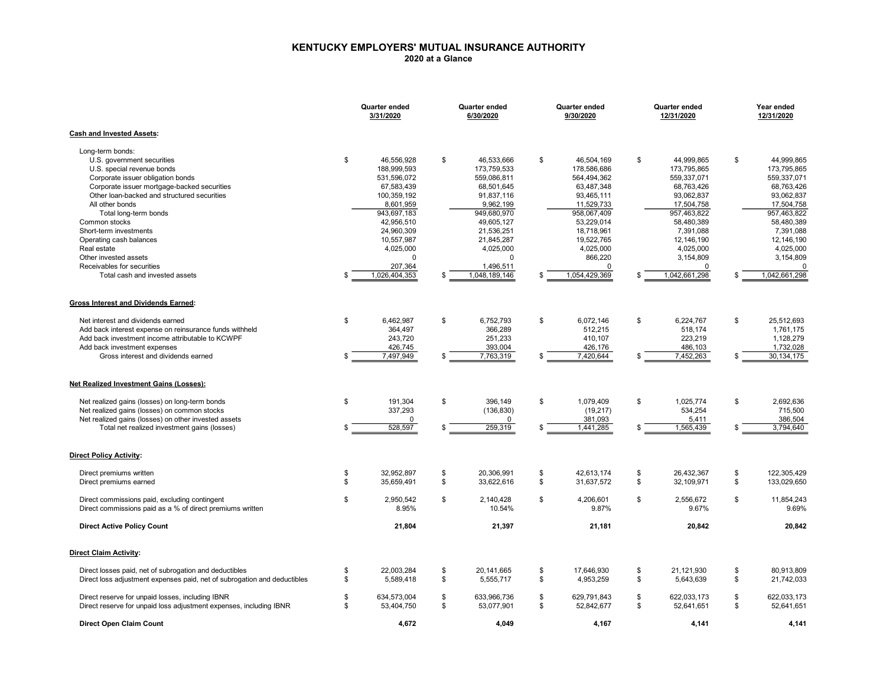# KENTUCKY EMPLOYERS' MUTUAL INSURANCE AUTHORITY

## 2020 at a Glance

| | Quarter ended 3/31/2020 | Quarter ended 6/30/2020 | Quarter ended 9/30/2020 | Quarter ended 12/31/2020 | Year ended 12/31/2020 |
|---|---|---|---|---|---|
| **Cash and Invested Assets:** | | | | | |
| Long-term bonds: | | | | | |
| U.S. government securities | $ 46,556,928 | $ 46,533,666 | $ 46,504,169 | $ 44,999,865 | $ 44,999,865 |
| U.S. special revenue bonds | 188,999,593 | 173,759,533 | 178,586,686 | 173,795,865 | 173,795,865 |
| Corporate issuer obligation bonds | 531,596,072 | 559,086,811 | 564,494,362 | 559,337,071 | 559,337,071 |
| Corporate issuer mortgage-backed securities | 67,583,439 | 68,501,645 | 63,487,348 | 68,763,426 | 68,763,426 |
| Other loan-backed and structured securities | 100,359,192 | 91,837,116 | 93,465,111 | 93,062,837 | 93,062,837 |
| All other bonds | 8,601,959 | 9,962,199 | 11,529,733 | 17,504,758 | 17,504,758 |
| Total long-term bonds | 943,697,183 | 949,680,970 | 958,067,409 | 957,463,822 | 957,463,822 |
| Common stocks | 42,956,510 | 49,605,127 | 53,229,014 | 58,480,389 | 58,480,389 |
| Short-term investments | 24,960,309 | 21,536,251 | 18,718,961 | 7,391,088 | 7,391,088 |
| Operating cash balances | 10,557,987 | 21,845,287 | 19,522,765 | 12,146,190 | 12,146,190 |
| Real estate | 4,025,000 | 4,025,000 | 4,025,000 | 4,025,000 | 4,025,000 |
| Other invested assets | 0 | 0 | 866,220 | 3,154,809 | 3,154,809 |
| Receivables for securities | 207,364 | 1,496,511 | 0 | 0 | 0 |
| Total cash and invested assets | $ 1,026,404,353 | $ 1,048,189,146 | $ 1,054,429,369 | $ 1,042,661,298 | $ 1,042,661,298 |
| **Gross Interest and Dividends Earned:** | | | | | |
| Net interest and dividends earned | $ 6,462,987 | $ 6,752,793 | $ 6,072,146 | $ 6,224,767 | $ 25,512,693 |
| Add back interest expense on reinsurance funds withheld | 364,497 | 366,289 | 512,215 | 518,174 | 1,761,175 |
| Add back investment income attributable to KCWPF | 243,720 | 251,233 | 410,107 | 223,219 | 1,128,279 |
| Add back investment expenses | 426,745 | 393,004 | 426,176 | 486,103 | 1,732,028 |
| Gross interest and dividends earned | $ 7,497,949 | $ 7,763,319 | $ 7,420,644 | $ 7,452,263 | $ 30,134,175 |
| **Net Realized Investment Gains (Losses):** | | | | | |
| Net realized gains (losses) on long-term bonds | $ 191,304 | $ 396,149 | $ 1,079,409 | $ 1,025,774 | $ 2,692,636 |
| Net realized gains (losses) on common stocks | 337,293 | (136,830) | (19,217) | 534,254 | 715,500 |
| Net realized gains (losses) on other invested assets | 0 | 0 | 381,093 | 5,411 | 386,504 |
| Total net realized investment gains (losses) | $ 528,597 | $ 259,319 | $ 1,441,285 | $ 1,565,439 | $ 3,794,640 |
| **Direct Policy Activity:** | | | | | |
| Direct premiums written | $ 32,952,897 | $ 20,306,991 | $ 42,613,174 | $ 26,432,367 | $ 122,305,429 |
| Direct premiums earned | $ 35,659,491 | $ 33,622,616 | $ 31,637,572 | $ 32,109,971 | $ 133,029,650 |
| Direct commissions paid, excluding contingent | $ 2,950,542 | $ 2,140,428 | $ 4,206,601 | $ 2,556,672 | $ 11,854,243 |
| Direct commissions paid as a % of direct premiums written | 8.95% | 10.54% | 9.87% | 9.67% | 9.69% |
| **Direct Active Policy Count** | **21,804** | **21,397** | **21,181** | **20,842** | **20,842** |
| **Direct Claim Activity:** | | | | | |
| Direct losses paid, net of subrogation and deductibles | $ 22,003,284 | $ 20,141,665 | $ 17,646,930 | $ 21,121,930 | $ 80,913,809 |
| Direct loss adjustment expenses paid, net of subrogation and deductibles | $ 5,589,418 | $ 5,555,717 | $ 4,953,259 | $ 5,643,639 | $ 21,742,033 |
| Direct reserve for unpaid losses, including IBNR | $ 634,573,004 | $ 633,966,736 | $ 629,791,843 | $ 622,033,173 | $ 622,033,173 |
| Direct reserve for unpaid loss adjustment expenses, including IBNR | $ 53,404,750 | $ 53,077,901 | $ 52,842,677 | $ 52,641,651 | $ 52,641,651 |
| **Direct Open Claim Count** | **4,672** | **4,049** | **4,167** | **4,141** | **4,141** |